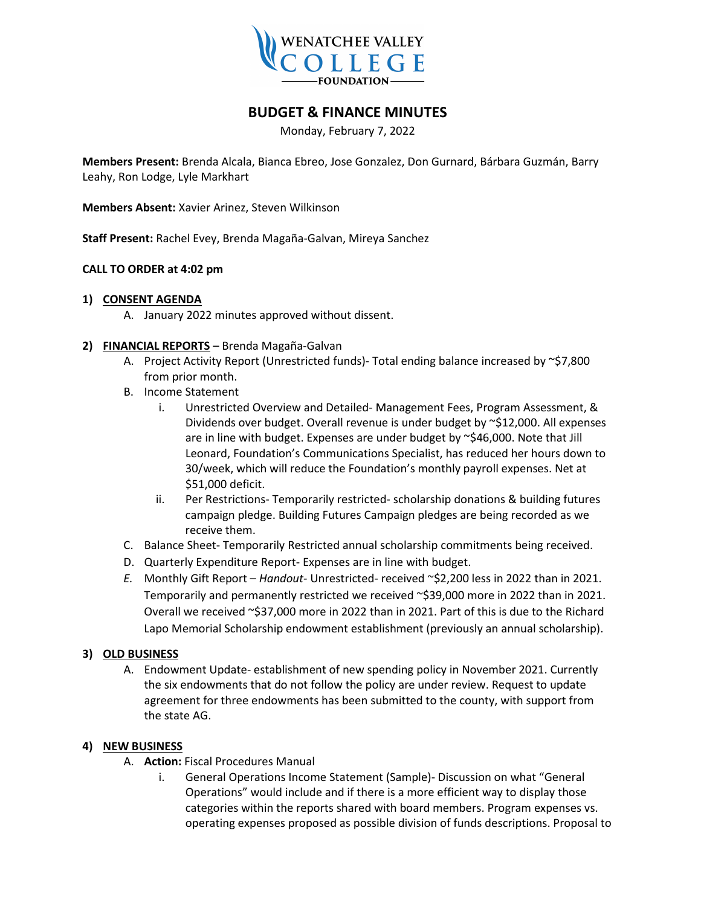WENATCHEE VALLEY COLLEGE FOUNDATION

# BUDGET & FINANCE MINUTES

Monday, February 7, 2022

**Members Present:** Brenda Alcala, Bianca Ebreo, Jose Gonzalez, Don Gurnard, Bárbara Guzmán, Barry Leahy, Ron Lodge, Lyle Markhart

**Members Absent:** Xavier Arinez, Steven Wilkinson

**Staff Present:** Rachel Evey, Brenda Magaña-Galvan, Mireya Sanchez

**CALL TO ORDER at 4:02 pm**

1) **CONSENT AGENDA**
   A. January 2022 minutes approved without dissent.

2) **FINANCIAL REPORTS** – Brenda Magaña-Galvan
   A. Project Activity Report (Unrestricted funds)- Total ending balance increased by ~$7,800 from prior month.
   B. Income Statement
      i. Unrestricted Overview and Detailed- Management Fees, Program Assessment, & Dividends over budget. Overall revenue is under budget by ~$12,000. All expenses are in line with budget. Expenses are under budget by ~$46,000. Note that Jill Leonard, Foundation's Communications Specialist, has reduced her hours down to 30/week, which will reduce the Foundation's monthly payroll expenses. Net at $51,000 deficit.
      ii. Per Restrictions- Temporarily restricted- scholarship donations & building futures campaign pledge. Building Futures Campaign pledges are being recorded as we receive them.
   C. Balance Sheet- Temporarily Restricted annual scholarship commitments being received.
   D. Quarterly Expenditure Report- Expenses are in line with budget.
   *E.* Monthly Gift Report – *Handout*- Unrestricted- received ~$2,200 less in 2022 than in 2021. Temporarily and permanently restricted we received ~$39,000 more in 2022 than in 2021. Overall we received ~$37,000 more in 2022 than in 2021. Part of this is due to the Richard Lapo Memorial Scholarship endowment establishment (previously an annual scholarship).

3) **OLD BUSINESS**
   A. Endowment Update- establishment of new spending policy in November 2021. Currently the six endowments that do not follow the policy are under review. Request to update agreement for three endowments has been submitted to the county, with support from the state AG.

4) **NEW BUSINESS**
   A. **Action:** Fiscal Procedures Manual
      i. General Operations Income Statement (Sample)- Discussion on what "General Operations" would include and if there is a more efficient way to display those categories within the reports shared with board members. Program expenses vs. operating expenses proposed as possible division of funds descriptions. Proposal to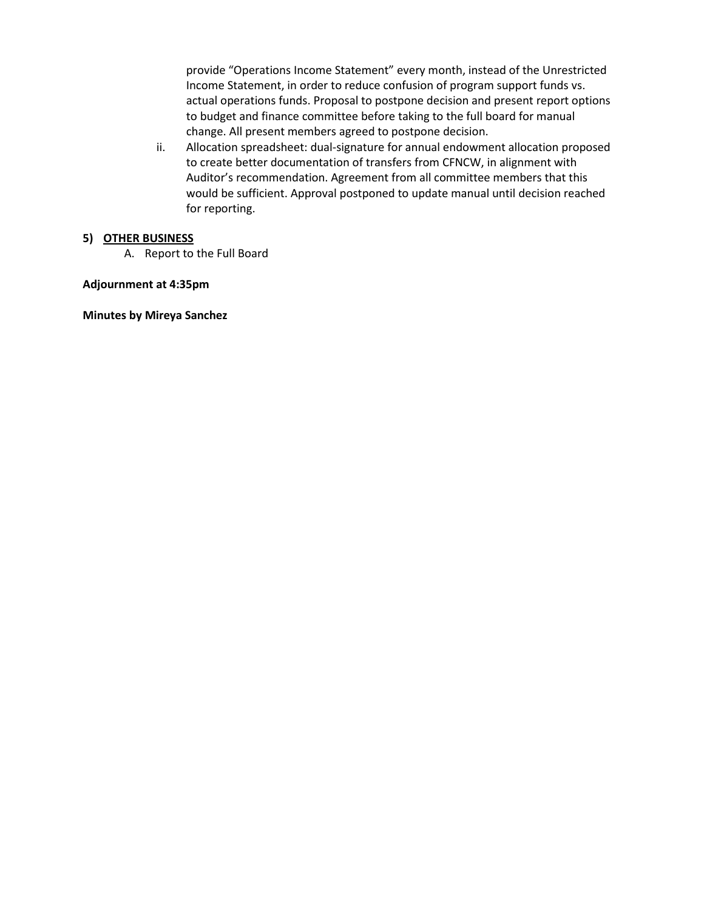provide “Operations Income Statement” every month, instead of the Unrestricted Income Statement, in order to reduce confusion of program support funds vs. actual operations funds. Proposal to postpone decision and present report options to budget and finance committee before taking to the full board for manual change. All present members agreed to postpone decision.

ii. Allocation spreadsheet: dual-signature for annual endowment allocation proposed to create better documentation of transfers from CFNCW, in alignment with Auditor’s recommendation. Agreement from all committee members that this would be sufficient. Approval postponed to update manual until decision reached for reporting.

**5) OTHER BUSINESS**

A. Report to the Full Board

**Adjournment at 4:35pm**

**Minutes by Mireya Sanchez**